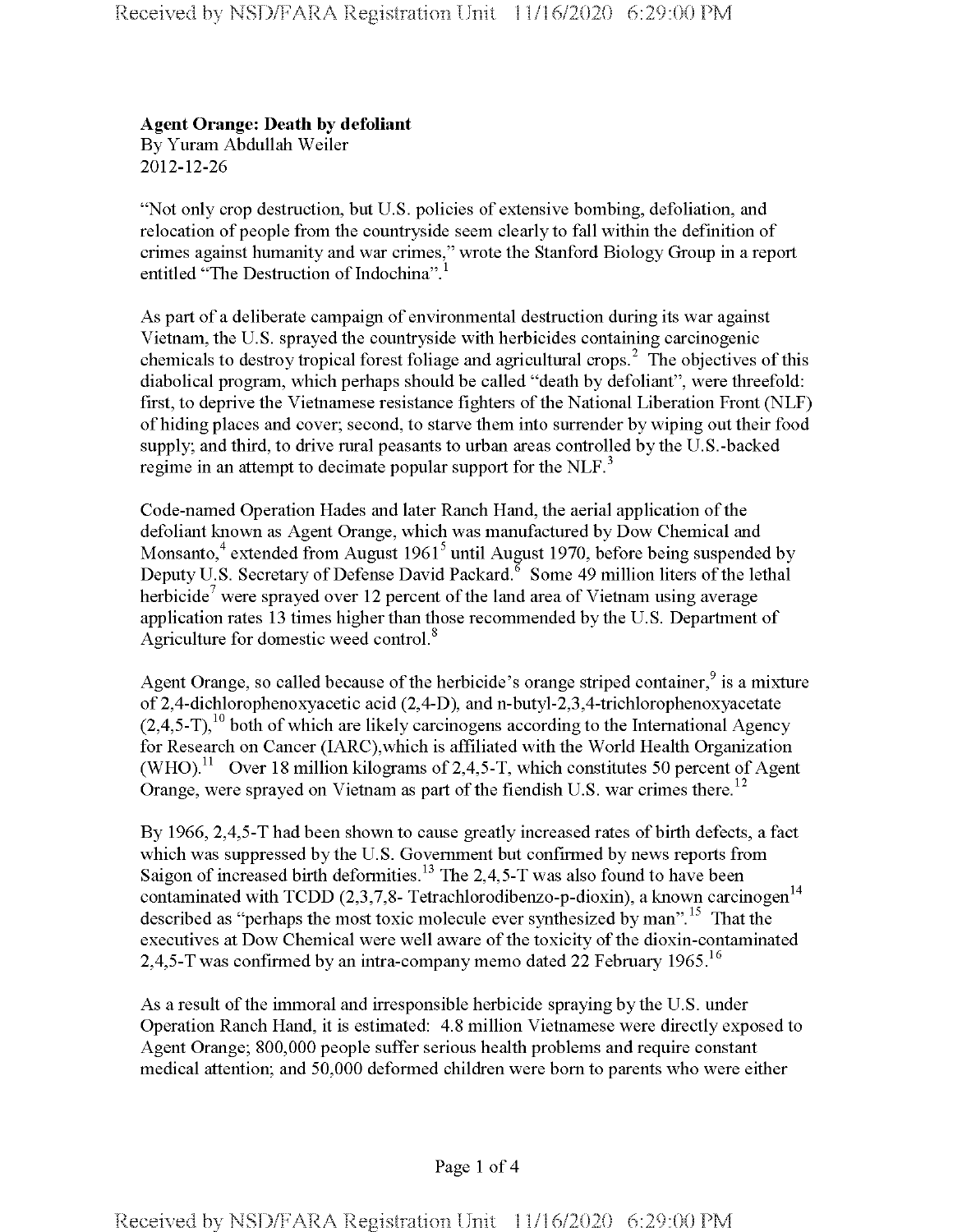**Agent Orange: Death by defoliant**
By Yuram Abdullah Weiler
2012-12-26

"Not only crop destruction, but U.S. policies of extensive bombing, defoliation, and relocation of people from the countryside seem clearly to fall within the definition of crimes against humanity and war crimes," wrote the Stanford Biology Group in a report entitled "The Destruction of Indochina".[1]

As part of a deliberate campaign of environmental destruction during its war against Vietnam, the U.S. sprayed the countryside with herbicides containing carcinogenic chemicals to destroy tropical forest foliage and agricultural crops.[2] The objectives of this diabolical program, which perhaps should be called "death by defoliant", were threefold: first, to deprive the Vietnamese resistance fighters of the National Liberation Front (NLF) of hiding places and cover; second, to starve them into surrender by wiping out their food supply; and third, to drive rural peasants to urban areas controlled by the U.S.-backed regime in an attempt to decimate popular support for the NLF.[3]

Code-named Operation Hades and later Ranch Hand, the aerial application of the defoliant known as Agent Orange, which was manufactured by Dow Chemical and Monsanto,[4] extended from August 1961[5] until August 1970, before being suspended by Deputy U.S. Secretary of Defense David Packard.[6] Some 49 million liters of the lethal herbicide[7] were sprayed over 12 percent of the land area of Vietnam using average application rates 13 times higher than those recommended by the U.S. Department of Agriculture for domestic weed control.[8]

Agent Orange, so called because of the herbicide's orange striped container,[9] is a mixture of 2,4-dichlorophenoxyacetic acid (2,4-D), and n-butyl-2,3,4-trichlorophenoxyacetate (2,4,5-T),[10] both of which are likely carcinogens according to the International Agency for Research on Cancer (IARC),which is affiliated with the World Health Organization (WHO).[11] Over 18 million kilograms of 2,4,5-T, which constitutes 50 percent of Agent Orange, were sprayed on Vietnam as part of the fiendish U.S. war crimes there.[12]

By 1966, 2,4,5-T had been shown to cause greatly increased rates of birth defects, a fact which was suppressed by the U.S. Government but confirmed by news reports from Saigon of increased birth deformities.[13] The 2,4,5-T was also found to have been contaminated with TCDD (2,3,7,8- Tetrachlorodibenzo-p-dioxin), a known carcinogen[14] described as "perhaps the most toxic molecule ever synthesized by man".[15] That the executives at Dow Chemical were well aware of the toxicity of the dioxin-contaminated 2,4,5-T was confirmed by an intra-company memo dated 22 February 1965.[16]

As a result of the immoral and irresponsible herbicide spraying by the U.S. under Operation Ranch Hand, it is estimated: 4.8 million Vietnamese were directly exposed to Agent Orange; 800,000 people suffer serious health problems and require constant medical attention; and 50,000 deformed children were born to parents who were either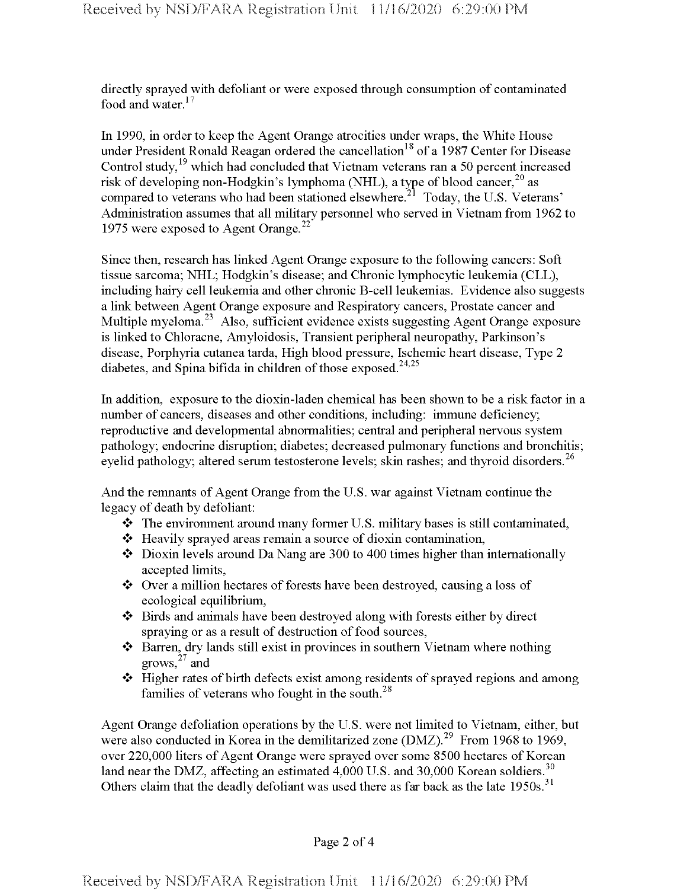directly sprayed with defoliant or were exposed through consumption of contaminated food and water.[17]

In 1990, in order to keep the Agent Orange atrocities under wraps, the White House under President Ronald Reagan ordered the cancellation[18] of a 1987 Center for Disease Control study,[19] which had concluded that Vietnam veterans ran a 50 percent increased risk of developing non-Hodgkin's lymphoma (NHL), a type of blood cancer,[20] as compared to veterans who had been stationed elsewhere.[21] Today, the U.S. Veterans' Administration assumes that all military personnel who served in Vietnam from 1962 to 1975 were exposed to Agent Orange.[22]

Since then, research has linked Agent Orange exposure to the following cancers: Soft tissue sarcoma; NHL; Hodgkin's disease; and Chronic lymphocytic leukemia (CLL), including hairy cell leukemia and other chronic B-cell leukemias. Evidence also suggests a link between Agent Orange exposure and Respiratory cancers, Prostate cancer and Multiple myeloma.[23] Also, sufficient evidence exists suggesting Agent Orange exposure is linked to Chloracne, Amyloidosis, Transient peripheral neuropathy, Parkinson's disease, Porphyria cutanea tarda, High blood pressure, Ischemic heart disease, Type 2 diabetes, and Spina bifida in children of those exposed.[24,25]

In addition, exposure to the dioxin-laden chemical has been shown to be a risk factor in a number of cancers, diseases and other conditions, including: immune deficiency; reproductive and developmental abnormalities; central and peripheral nervous system pathology; endocrine disruption; diabetes; decreased pulmonary functions and bronchitis; eyelid pathology; altered serum testosterone levels; skin rashes; and thyroid disorders.[26]

And the remnants of Agent Orange from the U.S. war against Vietnam continue the legacy of death by defoliant:

- The environment around many former U.S. military bases is still contaminated,
- Heavily sprayed areas remain a source of dioxin contamination,
- Dioxin levels around Da Nang are 300 to 400 times higher than internationally accepted limits,
- Over a million hectares of forests have been destroyed, causing a loss of ecological equilibrium,
- Birds and animals have been destroyed along with forests either by direct spraying or as a result of destruction of food sources,
- Barren, dry lands still exist in provinces in southern Vietnam where nothing grows,[27] and
- Higher rates of birth defects exist among residents of sprayed regions and among families of veterans who fought in the south.[28]

Agent Orange defoliation operations by the U.S. were not limited to Vietnam, either, but were also conducted in Korea in the demilitarized zone (DMZ).[29] From 1968 to 1969, over 220,000 liters of Agent Orange were sprayed over some 8500 hectares of Korean land near the DMZ, affecting an estimated 4,000 U.S. and 30,000 Korean soldiers.[30] Others claim that the deadly defoliant was used there as far back as the late 1950s.[31]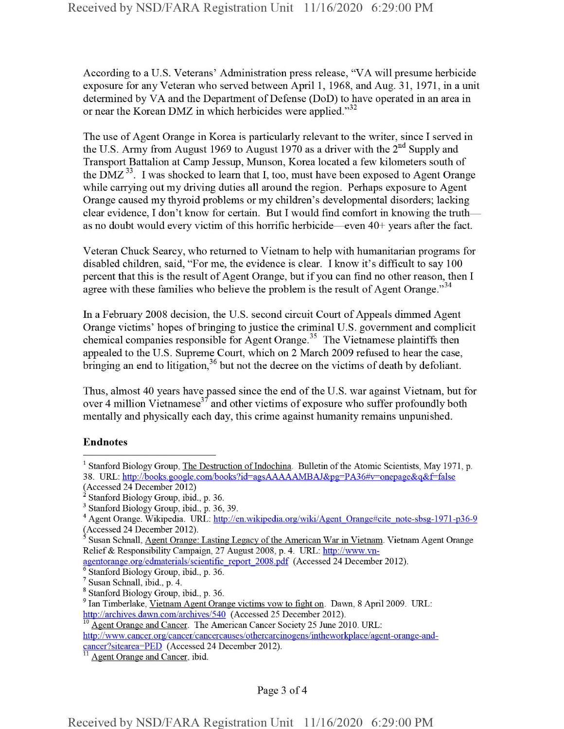According to a U.S. Veterans' Administration press release, "VA will presume herbicide exposure for any Veteran who served between April 1, 1968, and Aug. 31, 1971, in a unit determined by VA and the Department of Defense (DoD) to have operated in an area in or near the Korean DMZ in which herbicides were applied."[32]

The use of Agent Orange in Korea is particularly relevant to the writer, since I served in the U.S. Army from August 1969 to August 1970 as a driver with the 2nd Supply and Transport Battalion at Camp Jessup, Munson, Korea located a few kilometers south of the DMZ[33]. I was shocked to learn that I, too, must have been exposed to Agent Orange while carrying out my driving duties all around the region. Perhaps exposure to Agent Orange caused my thyroid problems or my children's developmental disorders; lacking clear evidence, I don't know for certain. But I would find comfort in knowing the truth—as no doubt would every victim of this horrific herbicide—even 40+ years after the fact.

Veteran Chuck Searcy, who returned to Vietnam to help with humanitarian programs for disabled children, said, "For me, the evidence is clear. I know it's difficult to say 100 percent that this is the result of Agent Orange, but if you can find no other reason, then I agree with these families who believe the problem is the result of Agent Orange."[34]

In a February 2008 decision, the U.S. second circuit Court of Appeals dimmed Agent Orange victims' hopes of bringing to justice the criminal U.S. government and complicit chemical companies responsible for Agent Orange.[35] The Vietnamese plaintiffs then appealed to the U.S. Supreme Court, which on 2 March 2009 refused to hear the case, bringing an end to litigation,[36] but not the decree on the victims of death by defoliant.

Thus, almost 40 years have passed since the end of the U.S. war against Vietnam, but for over 4 million Vietnamese[37] and other victims of exposure who suffer profoundly both mentally and physically each day, this crime against humanity remains unpunished.

## Endnotes

[1] Stanford Biology Group, The Destruction of Indochina. Bulletin of the Atomic Scientists, May 1971, p. 38. URL: http://books.google.com/books?id=agsAAAAAMBAJ&pg=PA36#v=onepage&q&f=false (Accessed 24 December 2012)

[2] Stanford Biology Group, ibid., p. 36.

[3] Stanford Biology Group, ibid., p. 36, 39.

[4] Agent Orange. Wikipedia. URL: http://en.wikipedia.org/wiki/Agent_Orange#cite_note-sbsg-1971-p36-9 (Accessed 24 December 2012).

[5] Susan Schnall, Agent Orange: Lasting Legacy of the American War in Vietnam. Vietnam Agent Orange Relief & Responsibility Campaign, 27 August 2008, p. 4. URL: http://www.vn-agentorange.org/edmaterials/scientific_report_2008.pdf (Accessed 24 December 2012).

[6] Stanford Biology Group, ibid., p. 36.

[7] Susan Schnall, ibid., p. 4.

[8] Stanford Biology Group, ibid., p. 36.

[9] Ian Timberlake, Vietnam Agent Orange victims vow to fight on. Dawn, 8 April 2009. URL: http://archives.dawn.com/archives/540 (Accessed 25 December 2012).

[10] Agent Orange and Cancer. The American Cancer Society 25 June 2010. URL: http://www.cancer.org/cancer/cancercauses/othercarcinogens/intheworkplace/agent-orange-and-cancer?sitearea=PED (Accessed 24 December 2012).

[11] Agent Orange and Cancer, ibid.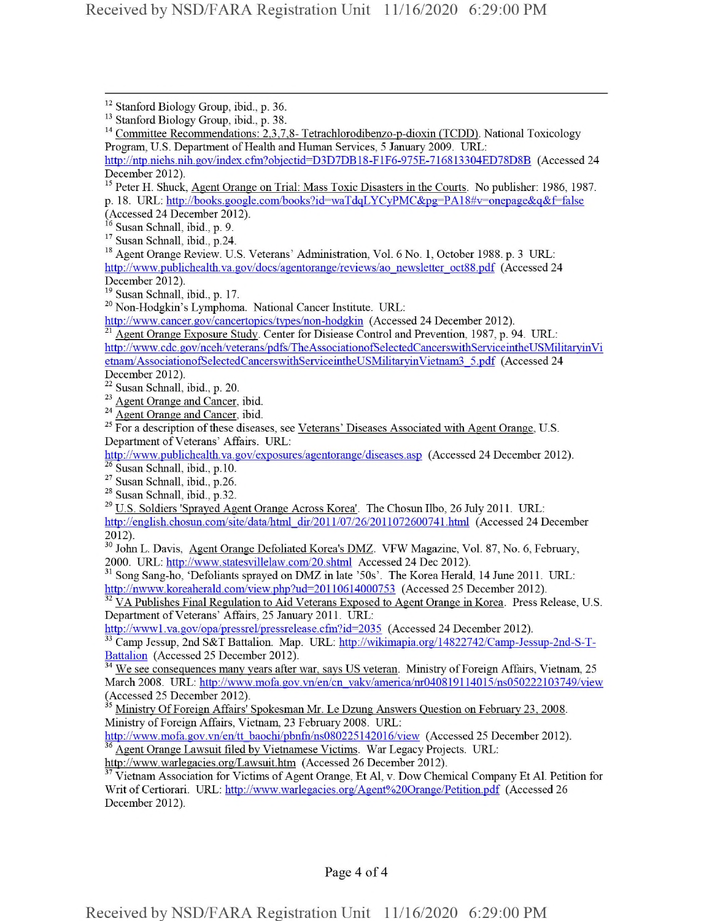[12] Stanford Biology Group, ibid., p. 36.

[13] Stanford Biology Group, ibid., p. 38.

[14] Committee Recommendations: 2,3,7,8- Tetrachlorodibenzo-p-dioxin (TCDD). National Toxicology Program, U.S. Department of Health and Human Services, 5 January 2009. URL: http://ntp.niehs.nih.gov/index.cfm?objectid=D3D7DB18-F1F6-975E-716813304ED78D8B (Accessed 24 December 2012).

[15] Peter H. Shuck, Agent Orange on Trial: Mass Toxic Disasters in the Courts. No publisher: 1986, 1987. p. 18. URL: http://books.google.com/books?id=waTdqLYCyPMC&pg=PA18#v=onepage&q&f=false (Accessed 24 December 2012).

[16] Susan Schnall, ibid., p. 9.

[17] Susan Schnall, ibid., p.24.

[18] Agent Orange Review. U.S. Veterans' Administration, Vol. 6 No. 1, October 1988. p. 3 URL: http://www.publichealth.va.gov/docs/agentorange/reviews/ao_newsletter_oct88.pdf (Accessed 24 December 2012).

[19] Susan Schnall, ibid., p. 17.

[20] Non-Hodgkin's Lymphoma. National Cancer Institute. URL: http://www.cancer.gov/cancertopics/types/non-hodgkin (Accessed 24 December 2012).

[21] Agent Orange Exposure Study. Center for Disiease Control and Prevention, 1987, p. 94. URL: http://www.cdc.gov/nceh/veterans/pdfs/TheAssociationofSelectedCancerswithServiceintheUSMilitaryinVietnam/AssociationofSelectedCancerswithServiceintheUSMilitaryinVietnam3_5.pdf (Accessed 24 December 2012).

[22] Susan Schnall, ibid., p. 20.

[23] Agent Orange and Cancer, ibid.

[24] Agent Orange and Cancer, ibid.

[25] For a description of these diseases, see Veterans' Diseases Associated with Agent Orange, U.S. Department of Veterans' Affairs. URL: http://www.publichealth.va.gov/exposures/agentorange/diseases.asp (Accessed 24 December 2012).

[26] Susan Schnall, ibid., p.10.

[27] Susan Schnall, ibid., p.26.

[28] Susan Schnall, ibid., p.32.

[29] U.S. Soldiers 'Sprayed Agent Orange Across Korea'. The Chosun Ilbo, 26 July 2011. URL: http://english.chosun.com/site/data/html_dir/2011/07/26/2011072600741.html (Accessed 24 December 2012).

[30] John L. Davis, Agent Orange Defoliated Korea's DMZ. VFW Magazine, Vol. 87, No. 6, February, 2000. URL: http://www.statesvillelaw.com/20.shtml Accessed 24 Dec 2012).

[31] Song Sang-ho, 'Defoliants sprayed on DMZ in late '50s'. The Korea Herald, 14 June 2011. URL: http://nwww.koreaherald.com/view.php?ud=20110614000753 (Accessed 25 December 2012).

[32] VA Publishes Final Regulation to Aid Veterans Exposed to Agent Orange in Korea. Press Release, U.S. Department of Veterans' Affairs, 25 January 2011. URL: http://www1.va.gov/opa/pressrel/pressrelease.cfm?id=2035 (Accessed 24 December 2012).

[33] Camp Jessup, 2nd S&T Battalion. Map. URL: http://wikimapia.org/14822742/Camp-Jessup-2nd-S-T-Battalion (Accessed 25 December 2012).

[34] We see consequences many years after war, says US veteran. Ministry of Foreign Affairs, Vietnam, 25 March 2008. URL: http://www.mofa.gov.vn/en/cn_vakv/america/nr040819114015/ns050222103749/view (Accessed 25 December 2012).

[35] Ministry Of Foreign Affairs' Spokesman Mr. Le Dzung Answers Question on February 23, 2008. Ministry of Foreign Affairs, Vietnam, 23 February 2008. URL: http://www.mofa.gov.vn/en/tt_baochi/pbnfn/ns080225142016/view (Accessed 25 December 2012).

[36] Agent Orange Lawsuit filed by Vietnamese Victims. War Legacy Projects. URL: http://www.warlegacies.org/Lawsuit.htm (Accessed 26 December 2012).

[37] Vietnam Association for Victims of Agent Orange, Et Al, v. Dow Chemical Company Et Al. Petition for Writ of Certiorari. URL: http://www.warlegacies.org/Agent%20Orange/Petition.pdf (Accessed 26 December 2012).